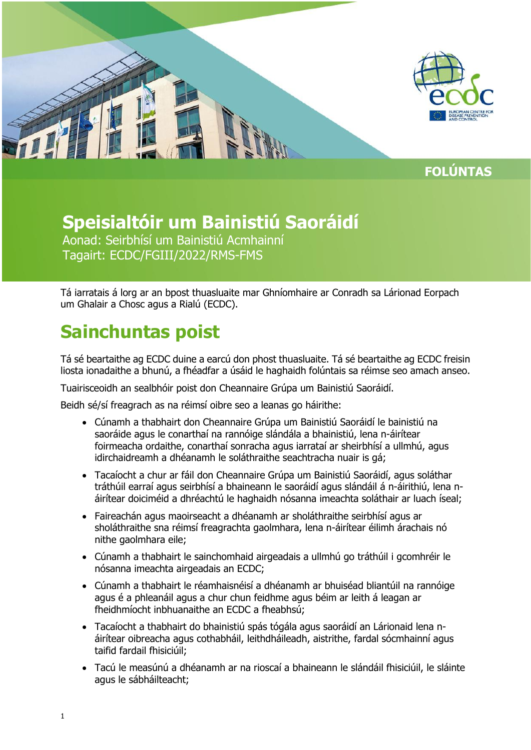FOLÚNTAS

# Speisialtóir um Bainistiú Saoráidí

Aonad: Seirbhísí um Bainistiú Acmhainní
Tagairt: ECDC/FGIII/2022/RMS-FMS

Tá iarratais á lorg ar an bpost thuasluaite mar Ghníomhaire ar Conradh sa Lárionad Eorpach um Ghalair a Chosc agus a Rialú (ECDC).

## Sainchuntas poist

Tá sé beartaithe ag ECDC duine a earcú don phost thuasluaite. Tá sé beartaithe ag ECDC freisin liosta ionadaithe a bhunú, a fhéadfar a úsáid le haghaidh folúntais sa réimse seo amach anseo.

Tuairisceoidh an sealbhóir poist don Cheannaire Grúpa um Bainistiú Saoráidí.

Beidh sé/sí freagrach as na réimsí oibre seo a leanas go háirithe:

- Cúnamh a thabhairt don Cheannaire Grúpa um Bainistiú Saoráidí le bainistiú na saoráide agus le conarthaí na rannóige slándála a bhainistiú, lena n-áirítear foirmeacha ordaithe, conarthaí sonracha agus iarrataí ar sheirbhísí a ullmhú, agus idirchaidreamh a dhéanamh le soláthraithe seachtracha nuair is gá;
- Tacaíocht a chur ar fáil don Cheannaire Grúpa um Bainistiú Saoráidí, agus soláthar tráthúil earraí agus seirbhísí a bhaineann le saoráidí agus slándáil á n-áirithiú, lena n-áirítear doiciméid a dhréachtú le haghaidh nósanna imeachta soláthair ar luach íseal;
- Faireachán agus maoirseacht a dhéanamh ar sholáthraithe seirbhísí agus ar sholáthraithe sna réimsí freagrachta gaolmhara, lena n-áirítear éilimh árachais nó nithe gaolmhara eile;
- Cúnamh a thabhairt le sainchomhaid airgeadais a ullmhú go tráthúil i gcomhréir le nósanna imeachta airgeadais an ECDC;
- Cúnamh a thabhairt le réamhaisnéisí a dhéanamh ar bhuiséad bliantúil na rannóige agus é a phleanáil agus a chur chun feidhme agus béim ar leith á leagan ar fheidhmíocht inbhuanaithe an ECDC a fheabhsú;
- Tacaíocht a thabhairt do bhainistiú spás tógála agus saoráidí an Lárionaid lena n-áirítear oibreacha agus cothabháil, leithdháileadh, aistrithe, fardal sócmhainní agus taifid fardail fhisiciúil;
- Tacú le measúnú a dhéanamh ar na rioscaí a bhaineann le slándáil fhisiciúil, le sláinte agus le sábháilteacht;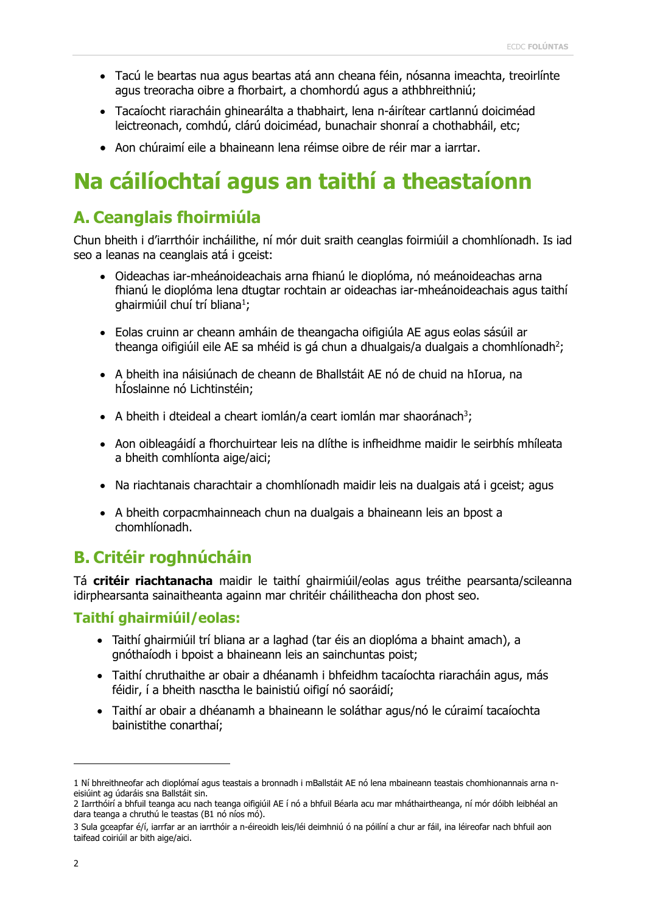- Tacú le beartas nua agus beartas atá ann cheana féin, nósanna imeachta, treoirlínte agus treoracha oibre a fhorbairt, a chomhordú agus a athbhreithniú;
- Tacaíocht riaracháin ghinearálta a thabhairt, lena n-áirítear cartlannú doiciméad leictreonach, comhdú, clárú doiciméad, bunachair shonraí a chothabháil, etc;
- Aon chúraimí eile a bhaineann lena réimse oibre de réir mar a iarrtar.

# Na cáilíochtaí agus an taithí a theastaíonn

## A. Ceanglais fhoirmiúla

Chun bheith i d'iarrthóir incháilithe, ní mór duit sraith ceanglas foirmiúil a chomhlíonadh. Is iad seo a leanas na ceanglais atá i gceist:

- Oideachas iar-mheánoideachais arna fhianú le dioplóma, nó meánoideachas arna fhianú le dioplóma lena dtugtar rochtain ar oideachas iar-mheánoideachais agus taithí ghairmiúil chuí trí bliana[1];
- Eolas cruinn ar cheann amháin de theangacha oifigiúla AE agus eolas sásúil ar theanga oifigiúil eile AE sa mhéid is gá chun a dhualgais/a dualgais a chomhlíonadh[2];
- A bheith ina náisiúnach de cheann de Bhallstáit AE nó de chuid na hIorua, na hÍoslainne nó Lichtinstéin;
- A bheith i dteideal a cheart iomlán/a ceart iomlán mar shaoránach[3];
- Aon oibleagáidí a fhorchuirtear leis na dlíthe is infheidhme maidir le seirbhís mhíleata a bheith comhlíonta aige/aici;
- Na riachtanais charachtair a chomhlíonadh maidir leis na dualgais atá i gceist; agus
- A bheith corpacmhainneach chun na dualgais a bhaineann leis an bpost a chomhlíonadh.

## B. Critéir roghnúcháin

Tá **critéir riachtanacha** maidir le taithí ghairmiúil/eolas agus tréithe pearsanta/scileanna idirphearsanta sainaitheanta againn mar chritéir cháilitheacha don phost seo.

### Taithí ghairmiúil/eolas:

- Taithí ghairmiúil trí bliana ar a laghad (tar éis an dioplóma a bhaint amach), a gnóthaíodh i bpoist a bhaineann leis an sainchuntas poist;
- Taithí chruthaithe ar obair a dhéanamh i bhfeidhm tacaíochta riaracháin agus, más féidir, í a bheith nasctha le bainistiú oifigí nó saoráidí;
- Taithí ar obair a dhéanamh a bhaineann le soláthar agus/nó le cúraimí tacaíochta bainistithe conarthaí;

---

1 Ní bhreithneofar ach dioplómaí agus teastais a bronnadh i mBallstáit AE nó lena mbaineann teastais chomhionannais arna n-eisiúint ag údaráis sna Ballstáit sin.

2 Iarrthóirí a bhfuil teanga acu nach teanga oifigiúil AE í nó a bhfuil Béarla acu mar mháthairtheanga, ní mór dóibh leibhéal an dara teanga a chruthú le teastas (B1 nó níos mó).

3 Sula gceapfar é/í, iarrfar ar an iarrthóir a n-éireoidh leis/léi deimhniú ó na póilíní a chur ar fáil, ina léireofar nach bhfuil aon taifead coiriúil ar bith aige/aici.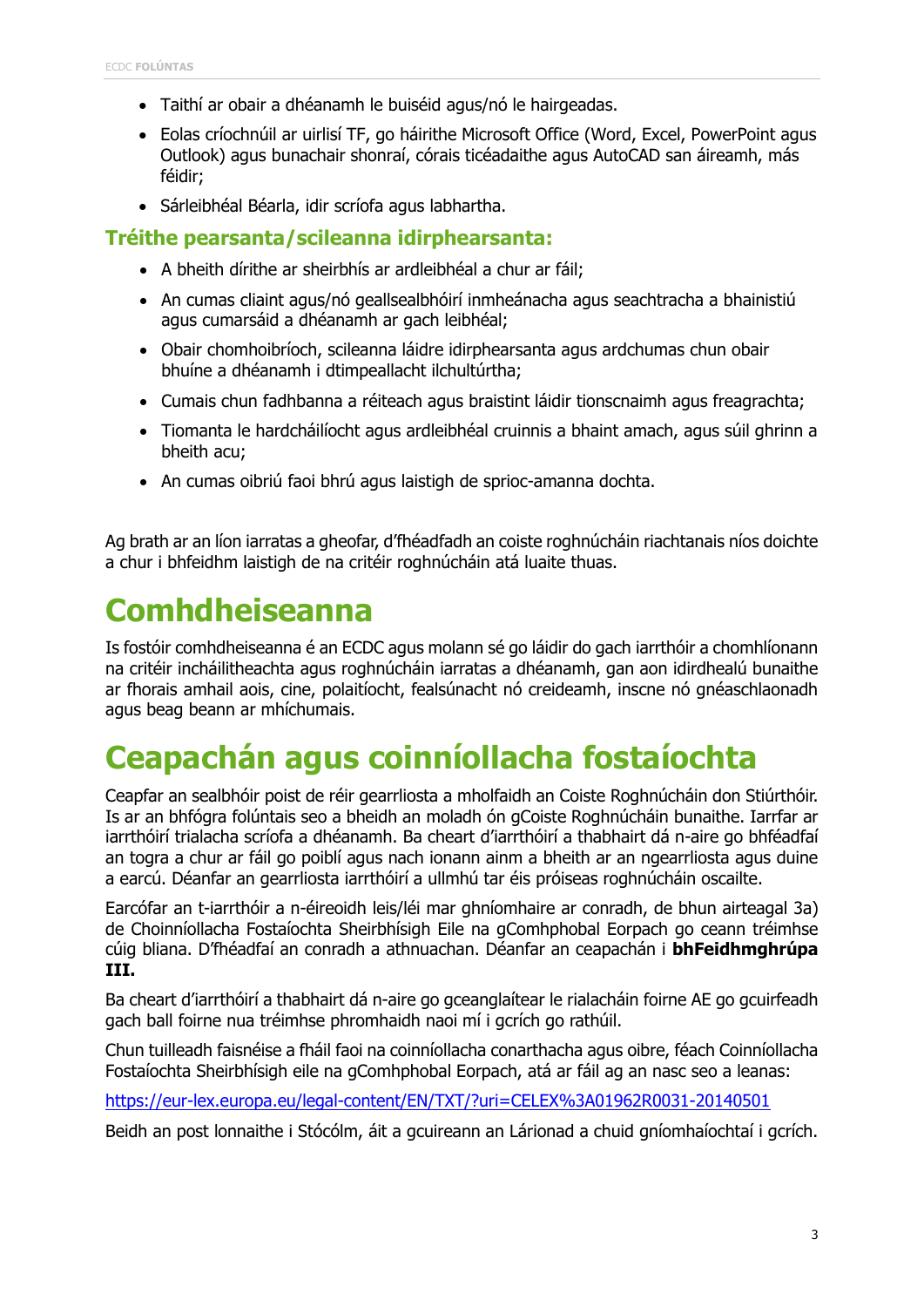- Taithí ar obair a dhéanamh le buiséid agus/nó le hairgeadas.
- Eolas críochnúil ar uirlisí TF, go háirithe Microsoft Office (Word, Excel, PowerPoint agus Outlook) agus bunachair shonraí, córais ticéadaithe agus AutoCAD san áireamh, más féidir;
- Sárleibhéal Béarla, idir scríofa agus labhartha.

### Tréithe pearsanta/scileanna idirphearsanta:

- A bheith dírithe ar sheirbhís ar ardleibhéal a chur ar fáil;
- An cumas cliaint agus/nó geallsealbhóirí inmheánacha agus seachtracha a bhainistiú agus cumarsáid a dhéanamh ar gach leibhéal;
- Obair chomhoibríoch, scileanna láidre idirphearsanta agus ardchumas chun obair bhuíne a dhéanamh i dtimpeallacht ilchultúrtha;
- Cumais chun fadhbanna a réiteach agus braistint láidir tionscnaimh agus freagrachta;
- Tiomanta le hardcháilíocht agus ardleibhéal cruinnis a bhaint amach, agus súil ghrinn a bheith acu;
- An cumas oibriú faoi bhrú agus laistigh de sprioc-amanna dochta.

Ag brath ar an líon iarratas a gheofar, d'fhéadfadh an coiste roghnúcháin riachtanais níos doichte a chur i bhfeidhm laistigh de na critéir roghnúcháin atá luaite thuas.

# Comhdheiseanna

Is fostóir comhdheiseanna é an ECDC agus molann sé go láidir do gach iarrthóir a chomhlíonann na critéir incháilitheachta agus roghnúcháin iarratas a dhéanamh, gan aon idirdhealú bunaithe ar fhorais amhail aois, cine, polaitíocht, fealsúnacht nó creideamh, inscne nó gnéaschlaonadh agus beag beann ar mhíchumais.

# Ceapachán agus coinníollacha fostaíochta

Ceapfar an sealbhóir poist de réir gearrliosta a mholfaidh an Coiste Roghnúcháin don Stiúrthóir. Is ar an bhfógra folúntais seo a bheidh an moladh ón gCoiste Roghnúcháin bunaithe. Iarrfar ar iarrthóirí trialacha scríofa a dhéanamh. Ba cheart d'iarrthóirí a thabhairt dá n-aire go bhféadfaí an togra a chur ar fáil go poiblí agus nach ionann ainm a bheith ar an ngearrliosta agus duine a earcú. Déanfar an gearrliosta iarrthóirí a ullmhú tar éis próiseas roghnúcháin oscailte.

Earcófar an t-iarrthóir a n-éireoidh leis/léi mar ghníomhaire ar conradh, de bhun airteagal 3a) de Choinníollacha Fostaíochta Sheirbhísigh Eile na gComhphobal Eorpach go ceann tréimhse cúig bliana. D'fhéadfaí an conradh a athnuachan. Déanfar an ceapachán i **bhFeidhmghrúpa III.**

Ba cheart d'iarrthóirí a thabhairt dá n-aire go gceanglaítear le rialacháin foirne AE go gcuirfeadh gach ball foirne nua tréimhse phromhaidh naoi mí i gcrích go rathúil.

Chun tuilleadh faisnéise a fháil faoi na coinníollacha conarthacha agus oibre, féach Coinníollacha Fostaíochta Sheirbhísigh eile na gComhphobal Eorpach, atá ar fáil ag an nasc seo a leanas:

[https://eur-lex.europa.eu/legal-content/EN/TXT/?uri=CELEX%3A01962R0031-20140501](https://eur-lex.europa.eu/legal-content/EN/TXT/?uri=CELEX%3A01962R0031-20140501)

Beidh an post lonnaithe i Stócólm, áit a gcuireann an Lárionad a chuid gníomhaíochtaí i gcrích.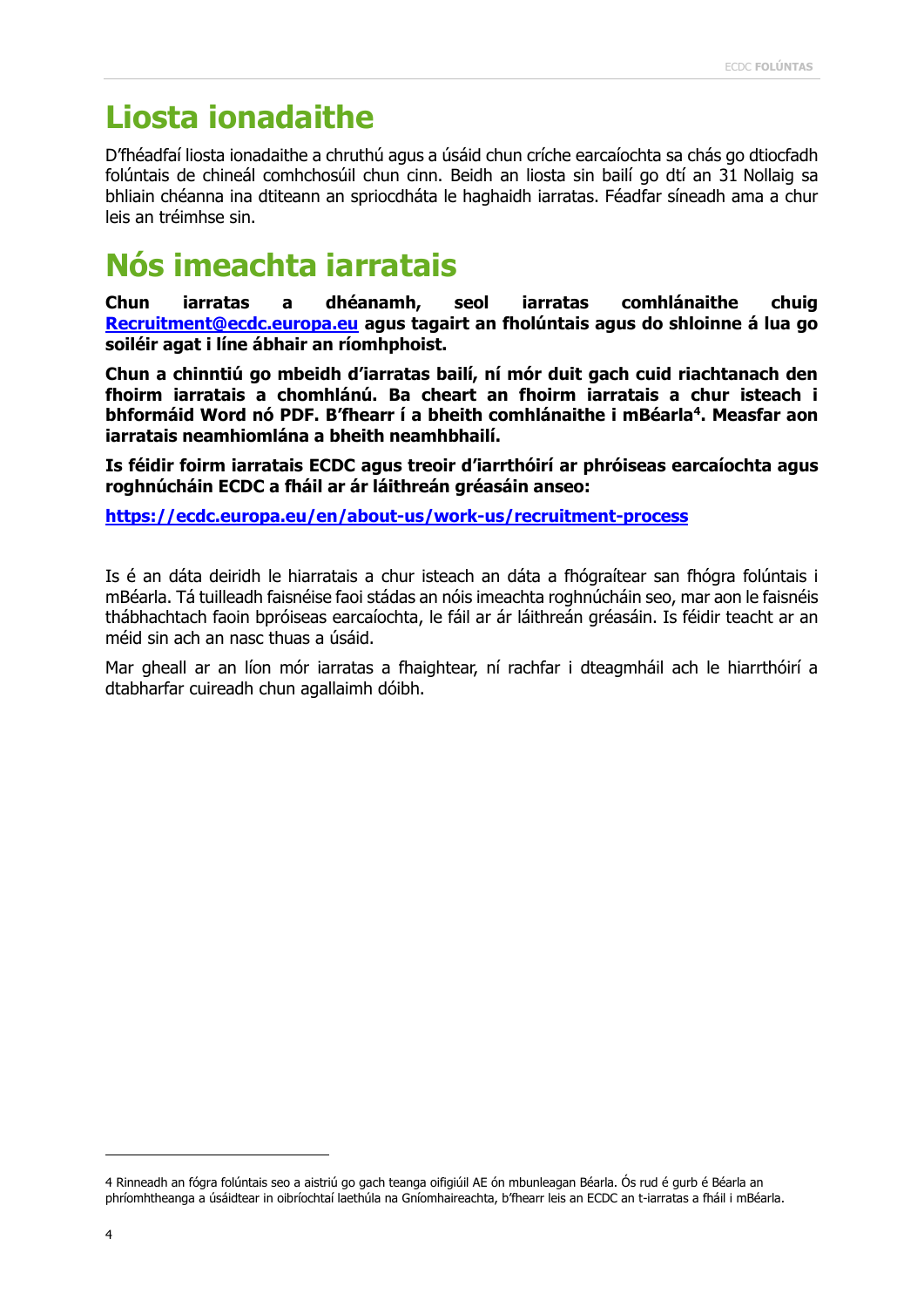# Liosta ionadaithe

D'fhéadfaí liosta ionadaithe a chruthú agus a úsáid chun críche earcaíochta sa chás go dtiocfadh folúntais de chineál comhchosúil chun cinn. Beidh an liosta sin bailí go dtí an 31 Nollaig sa bhliain chéanna ina dtiteann an spriocdháta le haghaidh iarratas. Féadfar síneadh ama a chur leis an tréimhse sin.

# Nós imeachta iarratais

**Chun iarratas a dhéanamh, seol iarratas comhlánaithe chuig Recruitment@ecdc.europa.eu agus tagairt an fholúntais agus do shloinne á lua go soiléir agat i líne ábhair an ríomhphoist.**

**Chun a chinntiú go mbeidh d'iarratas bailí, ní mór duit gach cuid riachtanach den fhoirm iarratais a chomhlánú. Ba cheart an fhoirm iarratais a chur isteach i bhformáid Word nó PDF. B'fhearr í a bheith comhlánaithe i mBéarla[4]. Measfar aon iarratais neamhiomlána a bheith neamhbhailí.**

**Is féidir foirm iarratais ECDC agus treoir d'iarrthóirí ar phróiseas earcaíochta agus roghnúcháin ECDC a fháil ar ár láithreán gréasáin anseo:**

**https://ecdc.europa.eu/en/about-us/work-us/recruitment-process**

Is é an dáta deiridh le hiarratais a chur isteach an dáta a fhógraítear san fhógra folúntais i mBéarla. Tá tuilleadh faisnéise faoi stádas an nóis imeachta roghnúcháin seo, mar aon le faisnéis thábhachtach faoin bpróiseas earcaíochta, le fáil ar ár láithreán gréasáin. Is féidir teacht ar an méid sin ach an nasc thuas a úsáid.

Mar gheall ar an líon mór iarratas a fhaightear, ní rachfar i dteagmháil ach le hiarrthóirí a dtabharfar cuireadh chun agallaimh dóibh.

---

4 Rinneadh an fógra folúntais seo a aistriú go gach teanga oifigiúil AE ón mbunleagan Béarla. Ós rud é gurb é Béarla an phríomhtheanga a úsáidtear in oibríochtaí laethúla na Gníomhaireachta, b'fhearr leis an ECDC an t-iarratas a fháil i mBéarla.